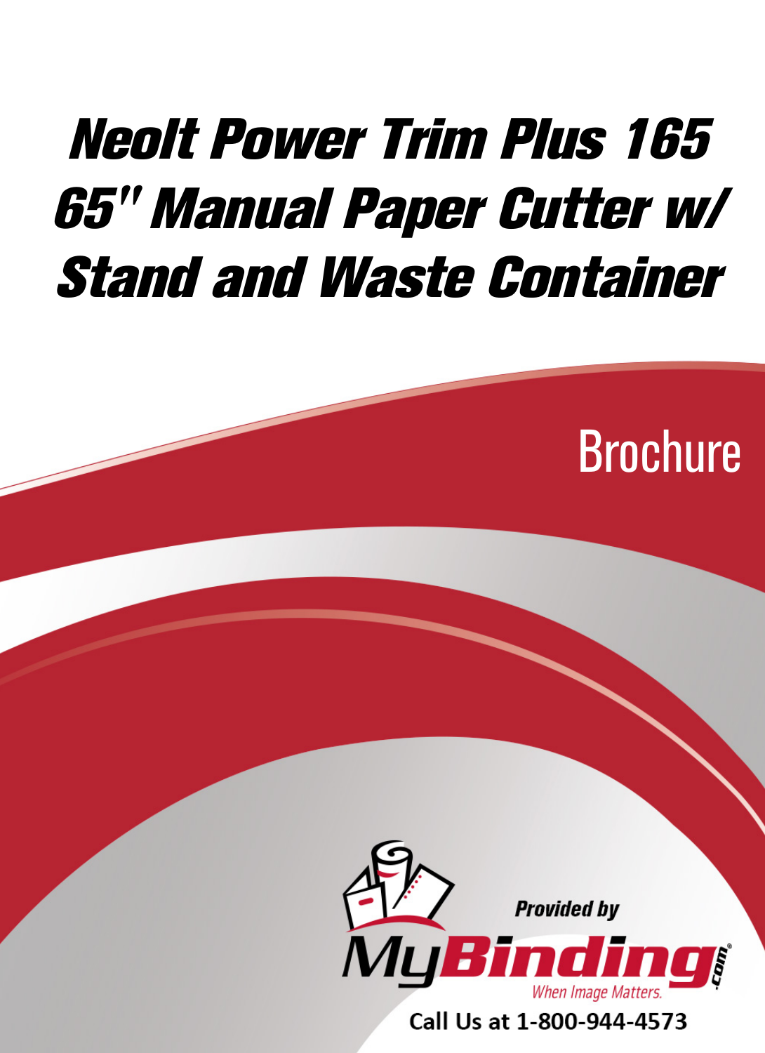# Neolt Power Trim Plus 165 65" Manual Paper Cutter w/ Stand and Waste Container

Brochure

Provided by

MyBinding.com

When Image Matters.

Call Us at 1-800-944-4573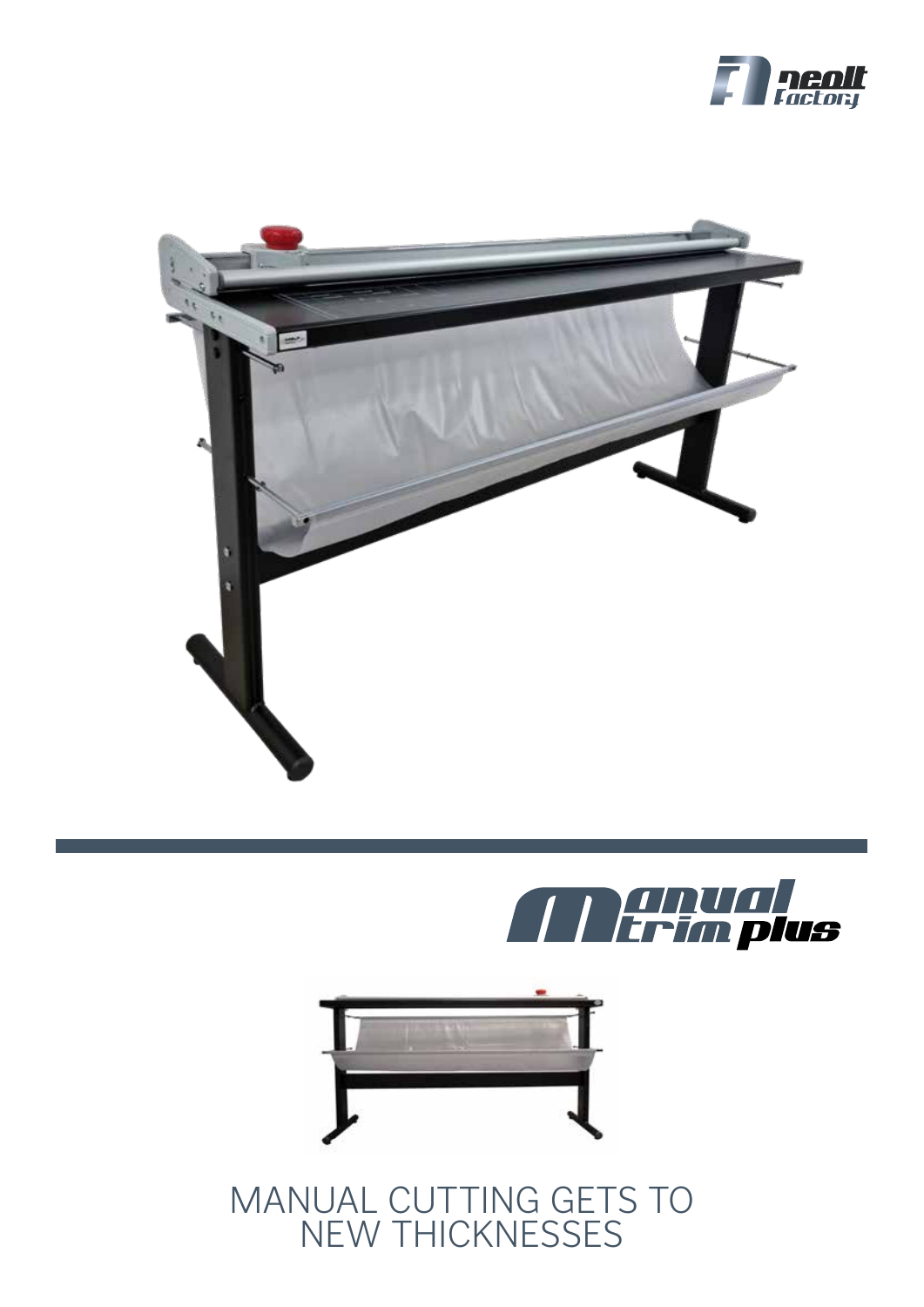MANUAL CUTTING GETS TO NEW THICKNESSES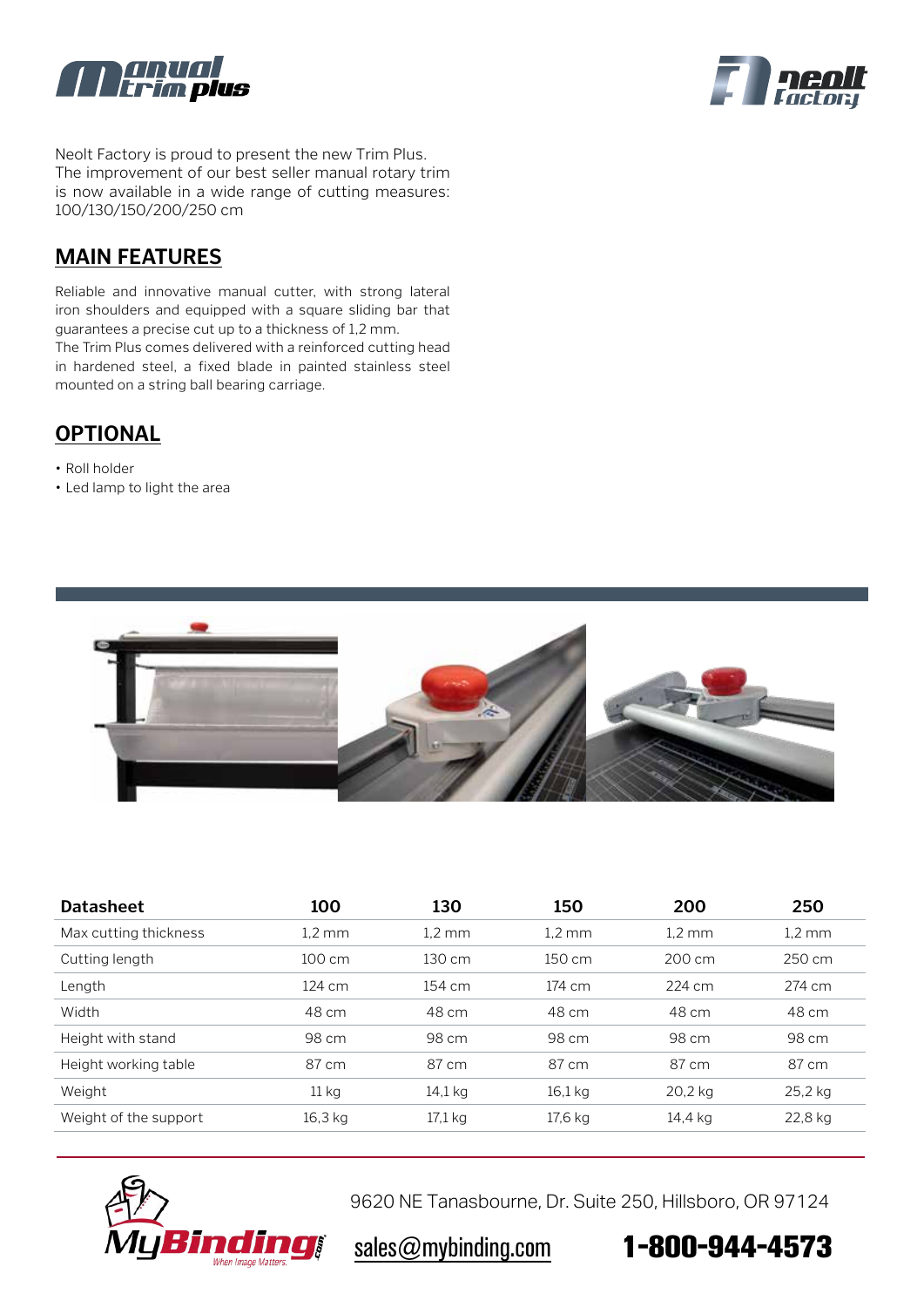Neolt Factory is proud to present the new Trim Plus. The improvement of our best seller manual rotary trim is now available in a wide range of cutting measures: 100/130/150/200/250 cm

## MAIN FEATURES

Reliable and innovative manual cutter, with strong lateral iron shoulders and equipped with a square sliding bar that guarantees a precise cut up to a thickness of 1,2 mm.
The Trim Plus comes delivered with a reinforced cutting head in hardened steel, a fixed blade in painted stainless steel mounted on a string ball bearing carriage.

## OPTIONAL

- Roll holder
- Led lamp to light the area

| Datasheet | 100 | 130 | 150 | 200 | 250 |
|---|---|---|---|---|---|
| Max cutting thickness | 1,2 mm | 1,2 mm | 1,2 mm | 1,2 mm | 1,2 mm |
| Cutting length | 100 cm | 130 cm | 150 cm | 200 cm | 250 cm |
| Length | 124 cm | 154 cm | 174 cm | 224 cm | 274 cm |
| Width | 48 cm | 48 cm | 48 cm | 48 cm | 48 cm |
| Height with stand | 98 cm | 98 cm | 98 cm | 98 cm | 98 cm |
| Height working table | 87 cm | 87 cm | 87 cm | 87 cm | 87 cm |
| Weight | 11 kg | 14,1 kg | 16,1 kg | 20,2 kg | 25,2 kg |
| Weight of the support | 16,3 kg | 17,1 kg | 17,6 kg | 14,4 kg | 22,8 kg |

9620 NE Tanasbourne, Dr. Suite 250, Hillsboro, OR 97124

sales@mybinding.com

1-800-944-4573